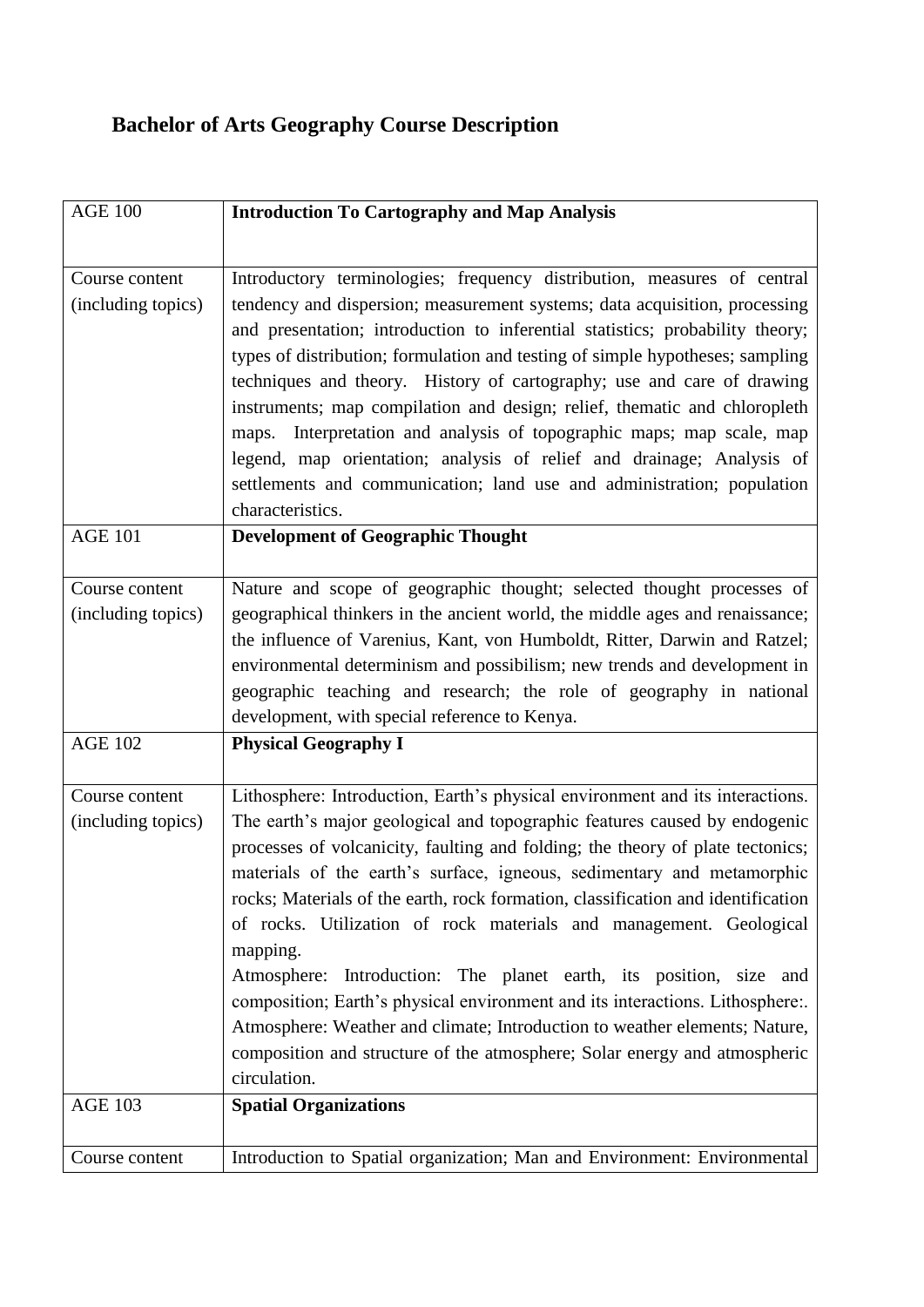# Bachelor of Arts Geography Course Description

| AGE 100 | **Introduction To Cartography and Map Analysis** |
|---|---|
| Course content (including topics) | Introductory terminologies; frequency distribution, measures of central tendency and dispersion; measurement systems; data acquisition, processing and presentation; introduction to inferential statistics; probability theory; types of distribution; formulation and testing of simple hypotheses; sampling techniques and theory. History of cartography; use and care of drawing instruments; map compilation and design; relief, thematic and chloropleth maps. Interpretation and analysis of topographic maps; map scale, map legend, map orientation; analysis of relief and drainage; Analysis of settlements and communication; land use and administration; population characteristics. |
| AGE 101 | **Development of Geographic Thought** |
| Course content (including topics) | Nature and scope of geographic thought; selected thought processes of geographical thinkers in the ancient world, the middle ages and renaissance; the influence of Varenius, Kant, von Humboldt, Ritter, Darwin and Ratzel; environmental determinism and possibilism; new trends and development in geographic teaching and research; the role of geography in national development, with special reference to Kenya. |
| AGE 102 | **Physical Geography I** |
| Course content (including topics) | Lithosphere: Introduction, Earth's physical environment and its interactions. The earth's major geological and topographic features caused by endogenic processes of volcanicity, faulting and folding; the theory of plate tectonics; materials of the earth's surface, igneous, sedimentary and metamorphic rocks; Materials of the earth, rock formation, classification and identification of rocks. Utilization of rock materials and management. Geological mapping.<br>Atmosphere: Introduction: The planet earth, its position, size and composition; Earth's physical environment and its interactions. Lithosphere:. Atmosphere: Weather and climate; Introduction to weather elements; Nature, composition and structure of the atmosphere; Solar energy and atmospheric circulation. |
| AGE 103 | **Spatial Organizations** |
| Course content | Introduction to Spatial organization; Man and Environment: Environmental |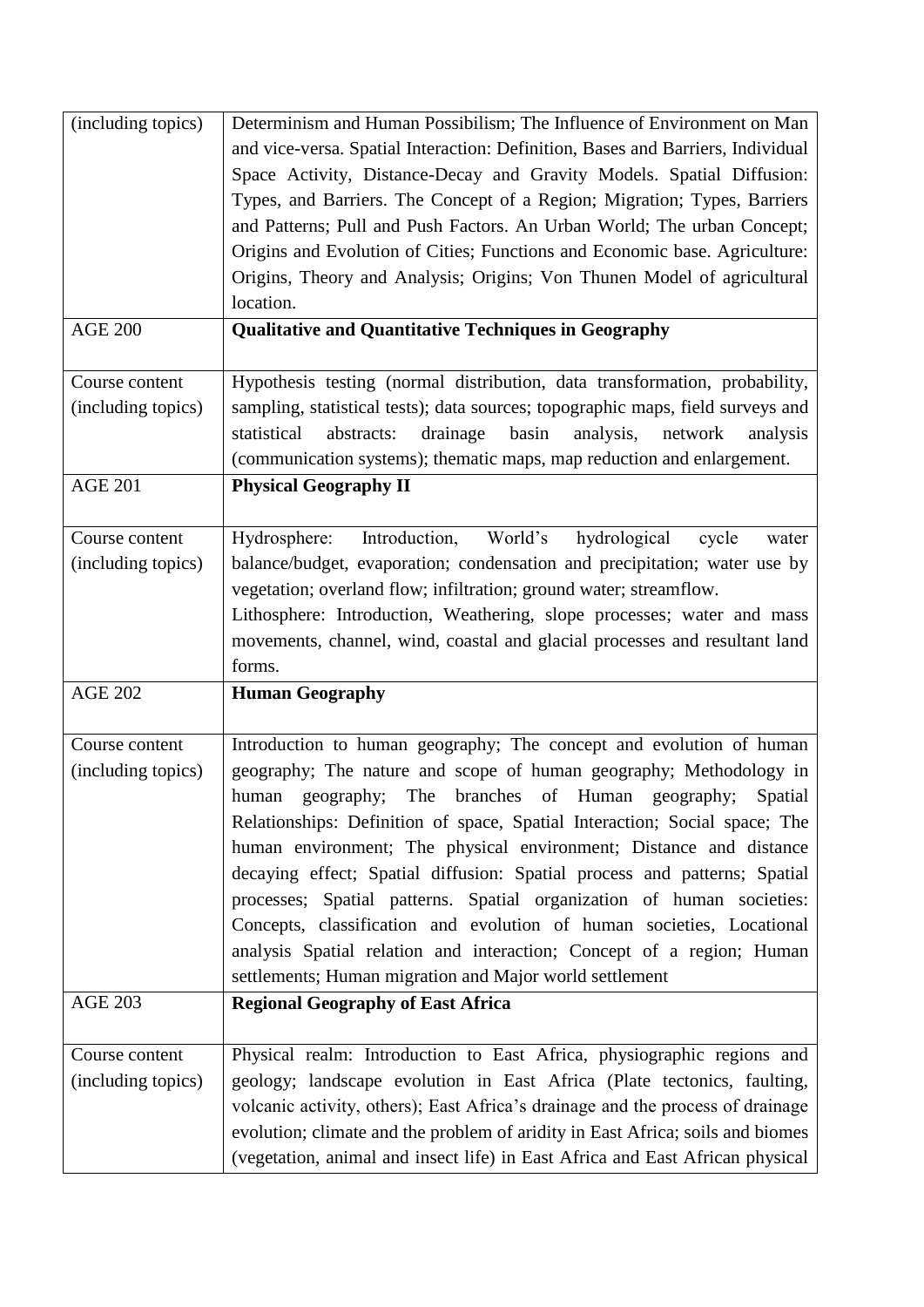| | |
|---|---|
| (including topics) | Determinism and Human Possibilism; The Influence of Environment on Man and vice-versa. Spatial Interaction: Definition, Bases and Barriers, Individual Space Activity, Distance-Decay and Gravity Models. Spatial Diffusion: Types, and Barriers. The Concept of a Region; Migration; Types, Barriers and Patterns; Pull and Push Factors. An Urban World; The urban Concept; Origins and Evolution of Cities; Functions and Economic base. Agriculture: Origins, Theory and Analysis; Origins; Von Thunen Model of agricultural location. |
| AGE 200 | **Qualitative and Quantitative Techniques in Geography** |
| Course content (including topics) | Hypothesis testing (normal distribution, data transformation, probability, sampling, statistical tests); data sources; topographic maps, field surveys and statistical abstracts: drainage basin analysis, network analysis (communication systems); thematic maps, map reduction and enlargement. |
| AGE 201 | **Physical Geography II** |
| Course content (including topics) | Hydrosphere: Introduction, World's hydrological cycle water balance/budget, evaporation; condensation and precipitation; water use by vegetation; overland flow; infiltration; ground water; streamflow.<br>Lithosphere: Introduction, Weathering, slope processes; water and mass movements, channel, wind, coastal and glacial processes and resultant land forms. |
| AGE 202 | **Human Geography** |
| Course content (including topics) | Introduction to human geography; The concept and evolution of human geography; The nature and scope of human geography; Methodology in human geography; The branches of Human geography; Spatial Relationships: Definition of space, Spatial Interaction; Social space; The human environment; The physical environment; Distance and distance decaying effect; Spatial diffusion: Spatial process and patterns; Spatial processes; Spatial patterns. Spatial organization of human societies: Concepts, classification and evolution of human societies, Locational analysis Spatial relation and interaction; Concept of a region; Human settlements; Human migration and Major world settlement |
| AGE 203 | **Regional Geography of East Africa** |
| Course content (including topics) | Physical realm: Introduction to East Africa, physiographic regions and geology; landscape evolution in East Africa (Plate tectonics, faulting, volcanic activity, others); East Africa's drainage and the process of drainage evolution; climate and the problem of aridity in East Africa; soils and biomes (vegetation, animal and insect life) in East Africa and East African physical |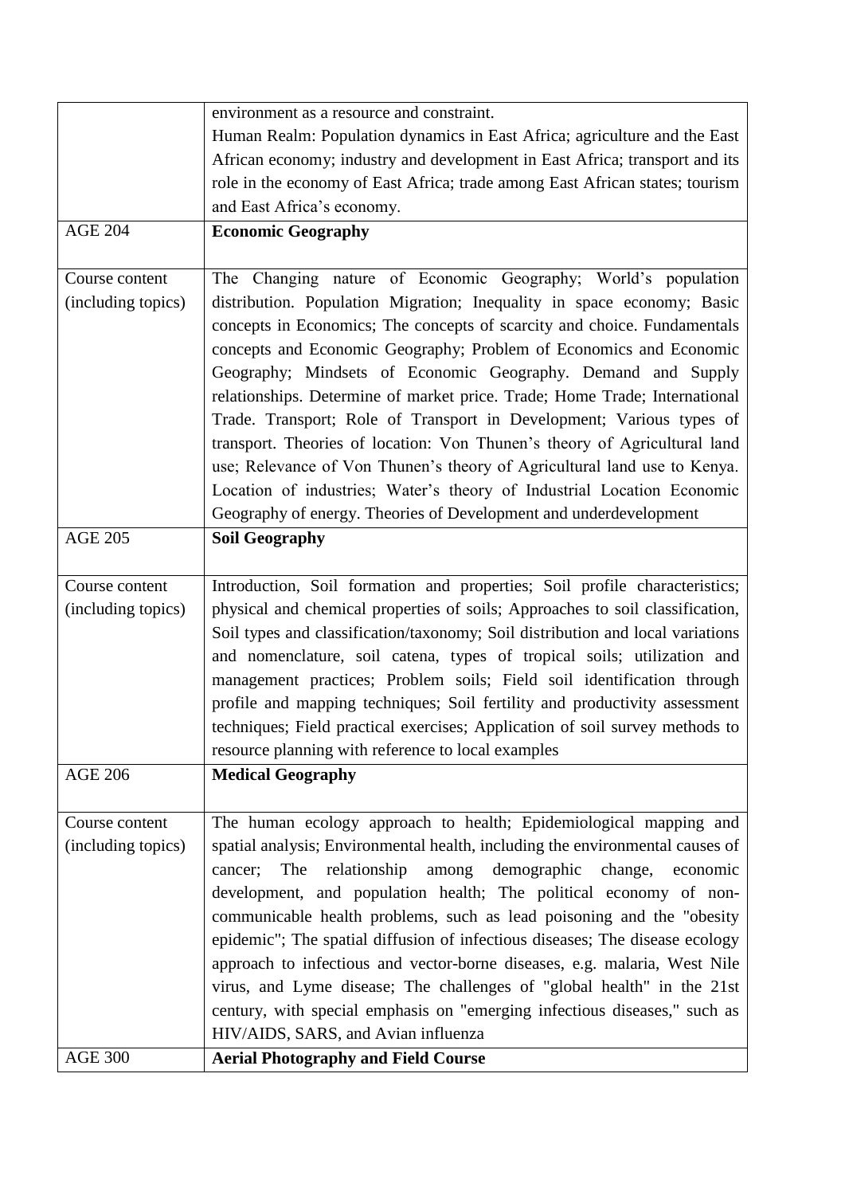| | |
|---|---|
| | environment as a resource and constraint.<br>Human Realm: Population dynamics in East Africa; agriculture and the East African economy; industry and development in East Africa; transport and its role in the economy of East Africa; trade among East African states; tourism and East Africa's economy. |
| AGE 204 | **Economic Geography** |
| Course content (including topics) | The Changing nature of Economic Geography; World's population distribution. Population Migration; Inequality in space economy; Basic concepts in Economics; The concepts of scarcity and choice. Fundamentals concepts and Economic Geography; Problem of Economics and Economic Geography; Mindsets of Economic Geography. Demand and Supply relationships. Determine of market price. Trade; Home Trade; International Trade. Transport; Role of Transport in Development; Various types of transport. Theories of location: Von Thunen's theory of Agricultural land use; Relevance of Von Thunen's theory of Agricultural land use to Kenya. Location of industries; Water's theory of Industrial Location Economic Geography of energy. Theories of Development and underdevelopment |
| AGE 205 | **Soil Geography** |
| Course content (including topics) | Introduction, Soil formation and properties; Soil profile characteristics; physical and chemical properties of soils; Approaches to soil classification, Soil types and classification/taxonomy; Soil distribution and local variations and nomenclature, soil catena, types of tropical soils; utilization and management practices; Problem soils; Field soil identification through profile and mapping techniques; Soil fertility and productivity assessment techniques; Field practical exercises; Application of soil survey methods to resource planning with reference to local examples |
| AGE 206 | **Medical Geography** |
| Course content (including topics) | The human ecology approach to health; Epidemiological mapping and spatial analysis; Environmental health, including the environmental causes of cancer; The relationship among demographic change, economic development, and population health; The political economy of non-communicable health problems, such as lead poisoning and the "obesity epidemic"; The spatial diffusion of infectious diseases; The disease ecology approach to infectious and vector-borne diseases, e.g. malaria, West Nile virus, and Lyme disease; The challenges of "global health" in the 21st century, with special emphasis on "emerging infectious diseases," such as HIV/AIDS, SARS, and Avian influenza |
| AGE 300 | **Aerial Photography and Field Course** |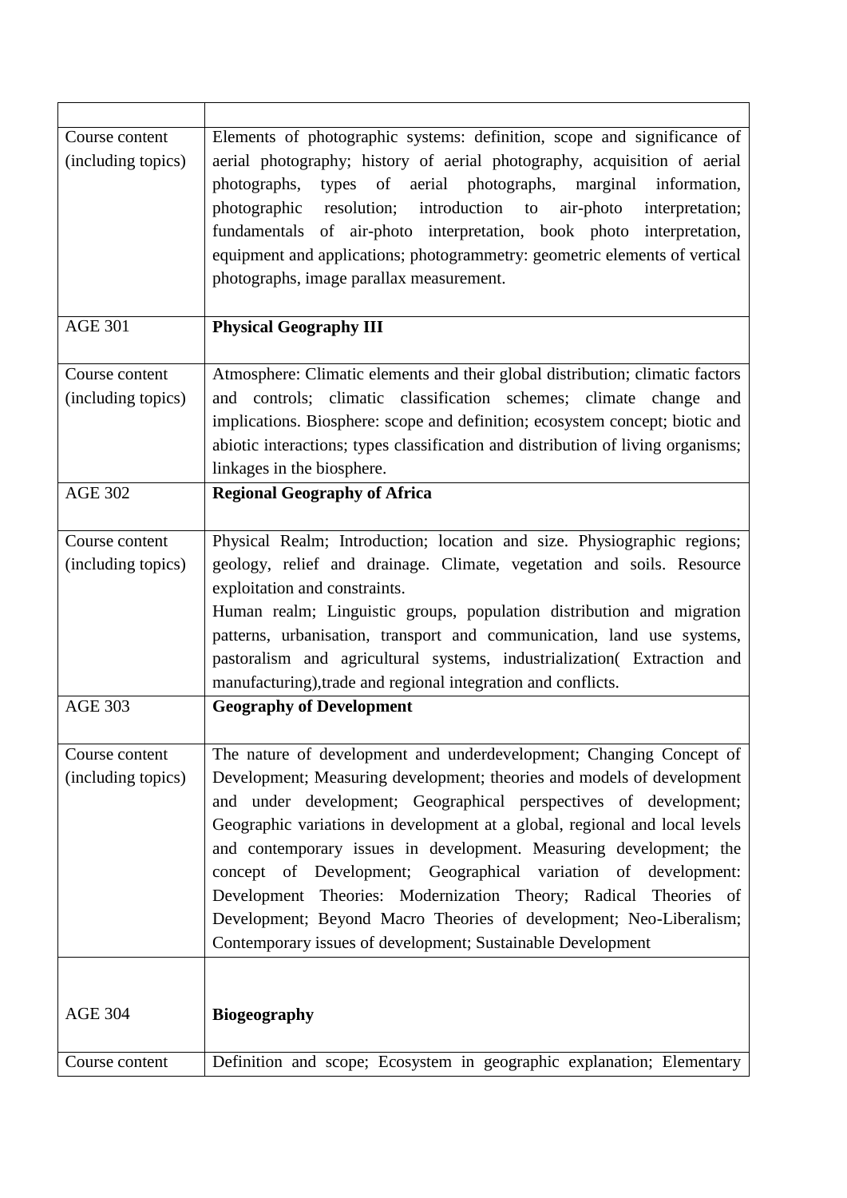| | |
|---|---|
| Course content (including topics) | Elements of photographic systems: definition, scope and significance of aerial photography; history of aerial photography, acquisition of aerial photographs, types of aerial photographs, marginal information, photographic resolution; introduction to air-photo interpretation; fundamentals of air-photo interpretation, book photo interpretation, equipment and applications; photogrammetry: geometric elements of vertical photographs, image parallax measurement. |
| AGE 301 | **Physical Geography III** |
| Course content (including topics) | Atmosphere: Climatic elements and their global distribution; climatic factors and controls; climatic classification schemes; climate change and implications. Biosphere: scope and definition; ecosystem concept; biotic and abiotic interactions; types classification and distribution of living organisms; linkages in the biosphere. |
| AGE 302 | **Regional Geography of Africa** |
| Course content (including topics) | Physical Realm; Introduction; location and size. Physiographic regions; geology, relief and drainage. Climate, vegetation and soils. Resource exploitation and constraints.<br>Human realm; Linguistic groups, population distribution and migration patterns, urbanisation, transport and communication, land use systems, pastoralism and agricultural systems, industrialization( Extraction and manufacturing),trade and regional integration and conflicts. |
| AGE 303 | **Geography of Development** |
| Course content (including topics) | The nature of development and underdevelopment; Changing Concept of Development; Measuring development; theories and models of development and under development; Geographical perspectives of development; Geographic variations in development at a global, regional and local levels and contemporary issues in development. Measuring development; the concept of Development; Geographical variation of development: Development Theories: Modernization Theory; Radical Theories of Development; Beyond Macro Theories of development; Neo-Liberalism; Contemporary issues of development; Sustainable Development |
| AGE 304 | **Biogeography** |
| Course content | Definition and scope; Ecosystem in geographic explanation; Elementary |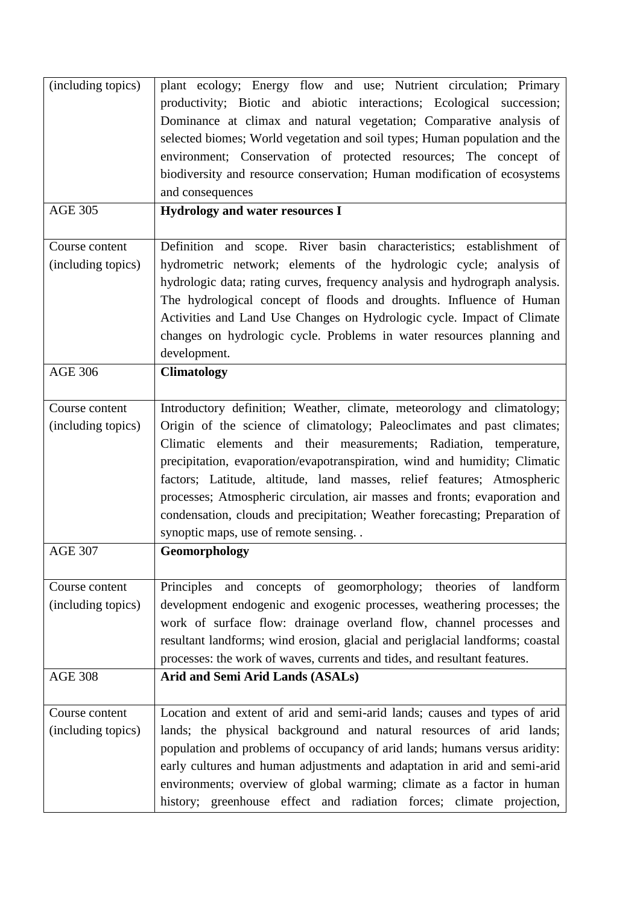| | |
|---|---|
| (including topics) | plant ecology; Energy flow and use; Nutrient circulation; Primary productivity; Biotic and abiotic interactions; Ecological succession; Dominance at climax and natural vegetation; Comparative analysis of selected biomes; World vegetation and soil types; Human population and the environment; Conservation of protected resources; The concept of biodiversity and resource conservation; Human modification of ecosystems and consequences |
| AGE 305 | **Hydrology and water resources I** |
| Course content (including topics) | Definition and scope. River basin characteristics; establishment of hydrometric network; elements of the hydrologic cycle; analysis of hydrologic data; rating curves, frequency analysis and hydrograph analysis. The hydrological concept of floods and droughts. Influence of Human Activities and Land Use Changes on Hydrologic cycle. Impact of Climate changes on hydrologic cycle. Problems in water resources planning and development. |
| AGE 306 | **Climatology** |
| Course content (including topics) | Introductory definition; Weather, climate, meteorology and climatology; Origin of the science of climatology; Paleoclimates and past climates; Climatic elements and their measurements; Radiation, temperature, precipitation, evaporation/evapotranspiration, wind and humidity; Climatic factors; Latitude, altitude, land masses, relief features; Atmospheric processes; Atmospheric circulation, air masses and fronts; evaporation and condensation, clouds and precipitation; Weather forecasting; Preparation of synoptic maps, use of remote sensing. . |
| AGE 307 | **Geomorphology** |
| Course content (including topics) | Principles and concepts of geomorphology; theories of landform development endogenic and exogenic processes, weathering processes; the work of surface flow: drainage overland flow, channel processes and resultant landforms; wind erosion, glacial and periglacial landforms; coastal processes: the work of waves, currents and tides, and resultant features. |
| AGE 308 | **Arid and Semi Arid Lands (ASALs)** |
| Course content (including topics) | Location and extent of arid and semi-arid lands; causes and types of arid lands; the physical background and natural resources of arid lands; population and problems of occupancy of arid lands; humans versus aridity: early cultures and human adjustments and adaptation in arid and semi-arid environments; overview of global warming; climate as a factor in human history; greenhouse effect and radiation forces; climate projection, |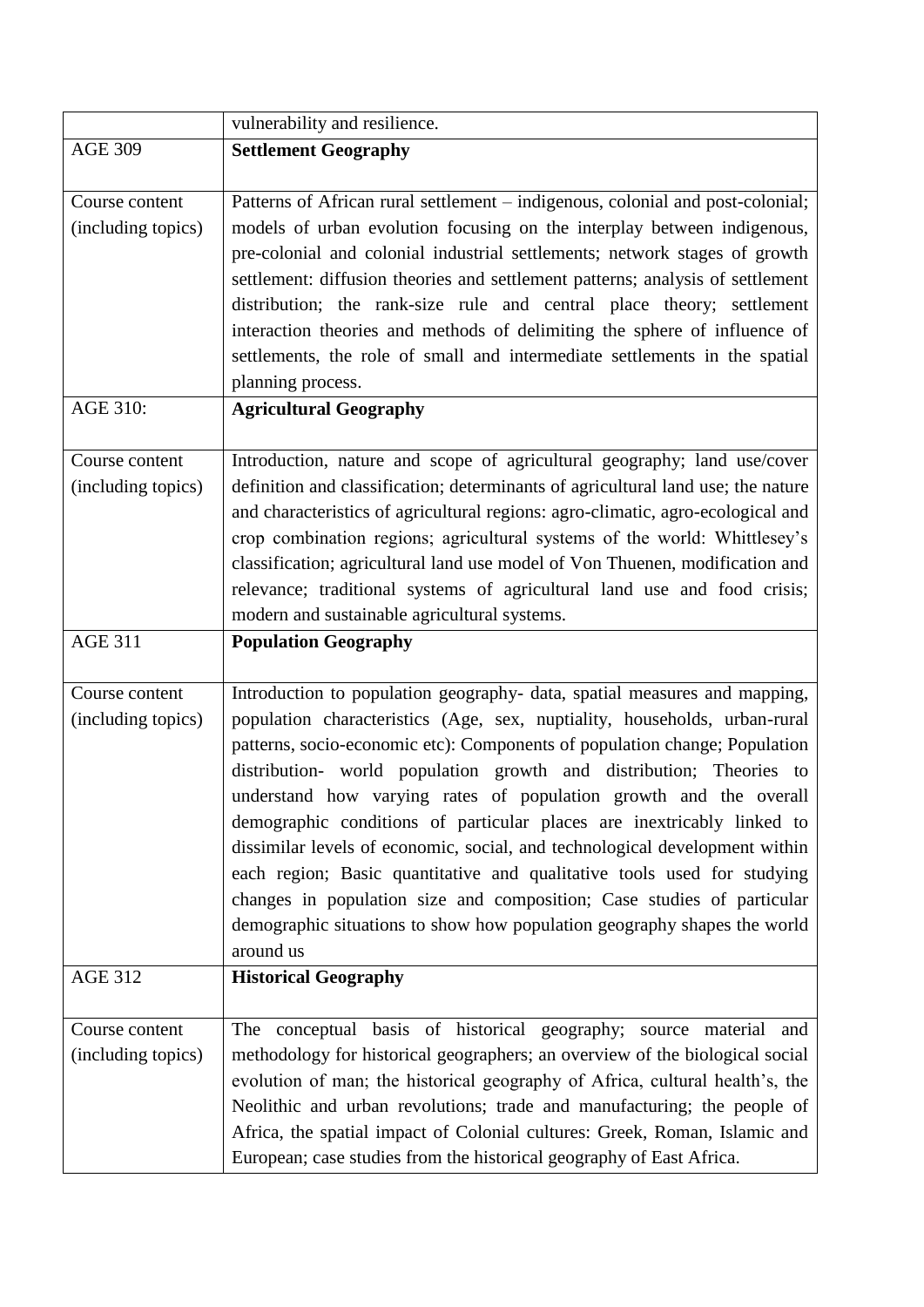| | |
|---|---|
| | vulnerability and resilience. |
| AGE 309 | **Settlement Geography** |
| Course content (including topics) | Patterns of African rural settlement – indigenous, colonial and post-colonial; models of urban evolution focusing on the interplay between indigenous, pre-colonial and colonial industrial settlements; network stages of growth settlement: diffusion theories and settlement patterns; analysis of settlement distribution; the rank-size rule and central place theory; settlement interaction theories and methods of delimiting the sphere of influence of settlements, the role of small and intermediate settlements in the spatial planning process. |
| AGE 310: | **Agricultural Geography** |
| Course content (including topics) | Introduction, nature and scope of agricultural geography; land use/cover definition and classification; determinants of agricultural land use; the nature and characteristics of agricultural regions: agro-climatic, agro-ecological and crop combination regions; agricultural systems of the world: Whittlesey's classification; agricultural land use model of Von Thuenen, modification and relevance; traditional systems of agricultural land use and food crisis; modern and sustainable agricultural systems. |
| AGE 311 | **Population Geography** |
| Course content (including topics) | Introduction to population geography- data, spatial measures and mapping, population characteristics (Age, sex, nuptiality, households, urban-rural patterns, socio-economic etc): Components of population change; Population distribution- world population growth and distribution; Theories to understand how varying rates of population growth and the overall demographic conditions of particular places are inextricably linked to dissimilar levels of economic, social, and technological development within each region; Basic quantitative and qualitative tools used for studying changes in population size and composition; Case studies of particular demographic situations to show how population geography shapes the world around us |
| AGE 312 | **Historical Geography** |
| Course content (including topics) | The conceptual basis of historical geography; source material and methodology for historical geographers; an overview of the biological social evolution of man; the historical geography of Africa, cultural health's, the Neolithic and urban revolutions; trade and manufacturing; the people of Africa, the spatial impact of Colonial cultures: Greek, Roman, Islamic and European; case studies from the historical geography of East Africa. |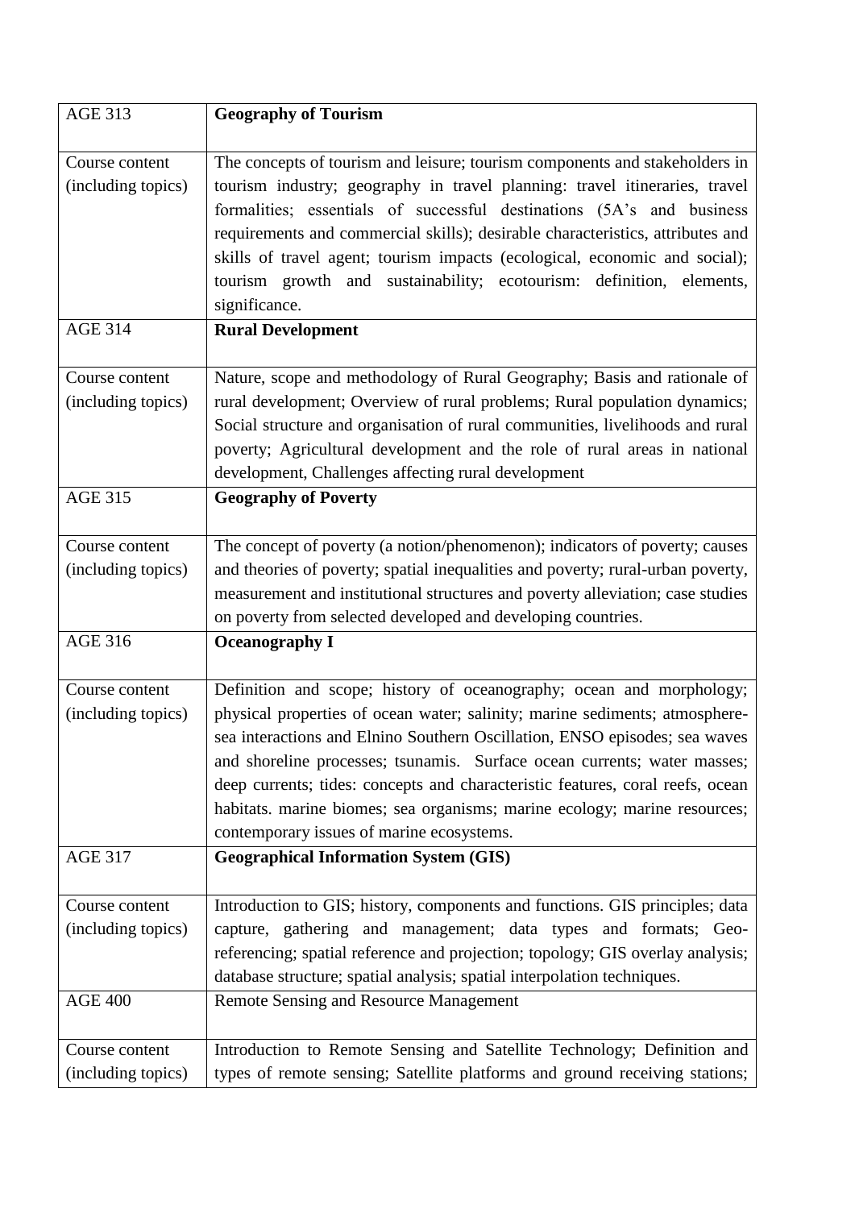| AGE 313 | **Geography of Tourism** |
|---|---|
| Course content (including topics) | The concepts of tourism and leisure; tourism components and stakeholders in tourism industry; geography in travel planning: travel itineraries, travel formalities; essentials of successful destinations (5A's and business requirements and commercial skills); desirable characteristics, attributes and skills of travel agent; tourism impacts (ecological, economic and social); tourism growth and sustainability; ecotourism: definition, elements, significance. |
| AGE 314 | **Rural Development** |
| Course content (including topics) | Nature, scope and methodology of Rural Geography; Basis and rationale of rural development; Overview of rural problems; Rural population dynamics; Social structure and organisation of rural communities, livelihoods and rural poverty; Agricultural development and the role of rural areas in national development, Challenges affecting rural development |
| AGE 315 | **Geography of Poverty** |
| Course content (including topics) | The concept of poverty (a notion/phenomenon); indicators of poverty; causes and theories of poverty; spatial inequalities and poverty; rural-urban poverty, measurement and institutional structures and poverty alleviation; case studies on poverty from selected developed and developing countries. |
| AGE 316 | **Oceanography I** |
| Course content (including topics) | Definition and scope; history of oceanography; ocean and morphology; physical properties of ocean water; salinity; marine sediments; atmosphere-sea interactions and Elnino Southern Oscillation, ENSO episodes; sea waves and shoreline processes; tsunamis. Surface ocean currents; water masses; deep currents; tides: concepts and characteristic features, coral reefs, ocean habitats. marine biomes; sea organisms; marine ecology; marine resources; contemporary issues of marine ecosystems. |
| AGE 317 | **Geographical Information System (GIS)** |
| Course content (including topics) | Introduction to GIS; history, components and functions. GIS principles; data capture, gathering and management; data types and formats; Geo-referencing; spatial reference and projection; topology; GIS overlay analysis; database structure; spatial analysis; spatial interpolation techniques. |
| AGE 400 | Remote Sensing and Resource Management |
| Course content (including topics) | Introduction to Remote Sensing and Satellite Technology; Definition and types of remote sensing; Satellite platforms and ground receiving stations; |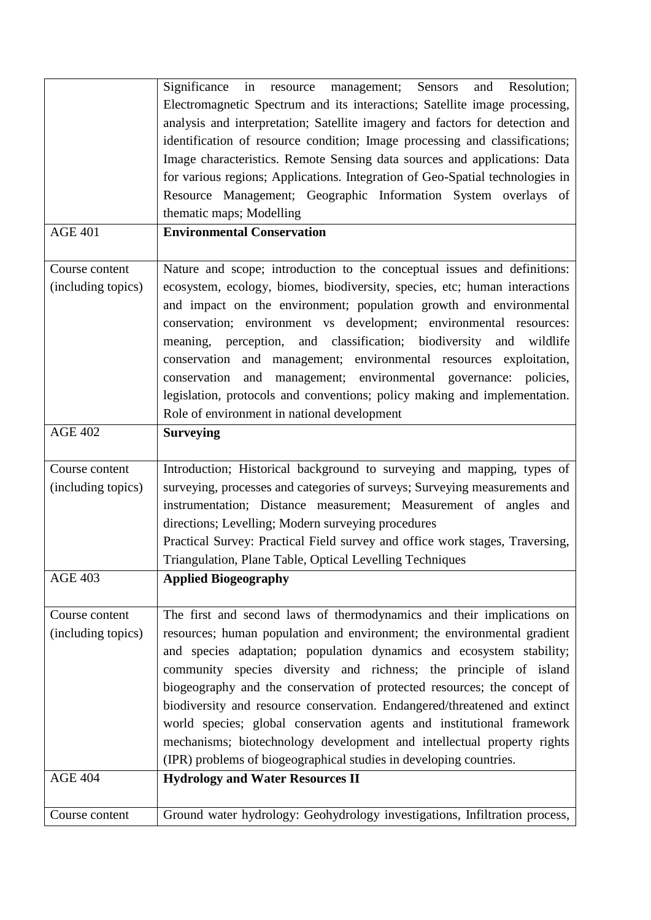| | |
|---|---|
| | Significance in resource management; Sensors and Resolution; Electromagnetic Spectrum and its interactions; Satellite image processing, analysis and interpretation; Satellite imagery and factors for detection and identification of resource condition; Image processing and classifications; Image characteristics. Remote Sensing data sources and applications: Data for various regions; Applications. Integration of Geo-Spatial technologies in Resource Management; Geographic Information System overlays of thematic maps; Modelling |
| AGE 401 | **Environmental Conservation** |
| Course content (including topics) | Nature and scope; introduction to the conceptual issues and definitions: ecosystem, ecology, biomes, biodiversity, species, etc; human interactions and impact on the environment; population growth and environmental conservation; environment vs development; environmental resources: meaning, perception, and classification; biodiversity and wildlife conservation and management; environmental resources exploitation, conservation and management; environmental governance: policies, legislation, protocols and conventions; policy making and implementation. Role of environment in national development |
| AGE 402 | **Surveying** |
| Course content (including topics) | Introduction; Historical background to surveying and mapping, types of surveying, processes and categories of surveys; Surveying measurements and instrumentation; Distance measurement; Measurement of angles and directions; Levelling; Modern surveying procedures<br>Practical Survey: Practical Field survey and office work stages, Traversing, Triangulation, Plane Table, Optical Levelling Techniques |
| AGE 403 | **Applied Biogeography** |
| Course content (including topics) | The first and second laws of thermodynamics and their implications on resources; human population and environment; the environmental gradient and species adaptation; population dynamics and ecosystem stability; community species diversity and richness; the principle of island biogeography and the conservation of protected resources; the concept of biodiversity and resource conservation. Endangered/threatened and extinct world species; global conservation agents and institutional framework mechanisms; biotechnology development and intellectual property rights (IPR) problems of biogeographical studies in developing countries. |
| AGE 404 | **Hydrology and Water Resources II** |
| Course content | Ground water hydrology: Geohydrology investigations, Infiltration process, |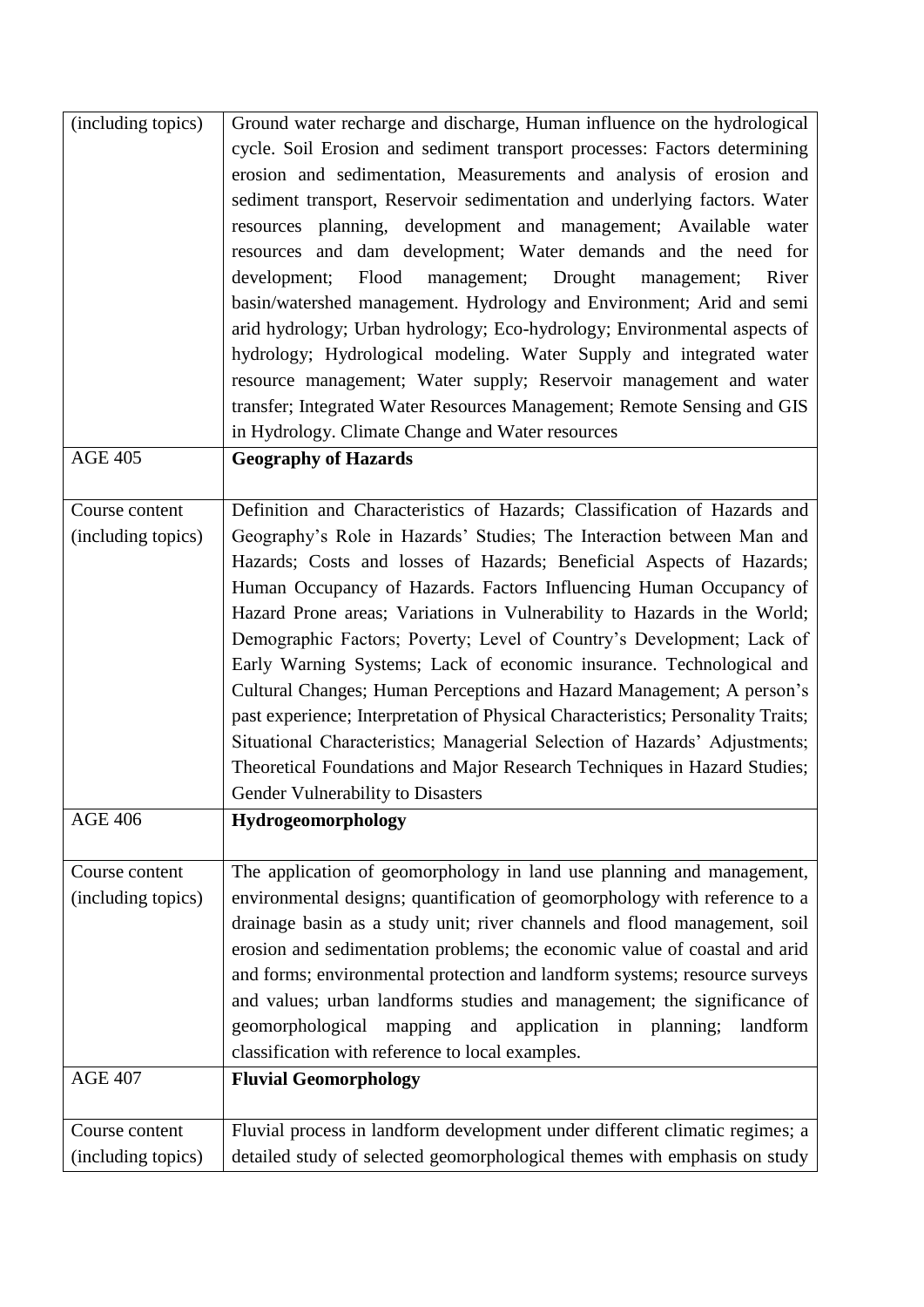| | |
|---|---|
| (including topics) | Ground water recharge and discharge, Human influence on the hydrological cycle. Soil Erosion and sediment transport processes: Factors determining erosion and sedimentation, Measurements and analysis of erosion and sediment transport, Reservoir sedimentation and underlying factors. Water resources planning, development and management; Available water resources and dam development; Water demands and the need for development; Flood management; Drought management; River basin/watershed management. Hydrology and Environment; Arid and semi arid hydrology; Urban hydrology; Eco-hydrology; Environmental aspects of hydrology; Hydrological modeling. Water Supply and integrated water resource management; Water supply; Reservoir management and water transfer; Integrated Water Resources Management; Remote Sensing and GIS in Hydrology. Climate Change and Water resources |
| AGE 405 | **Geography of Hazards** |
| Course content (including topics) | Definition and Characteristics of Hazards; Classification of Hazards and Geography's Role in Hazards' Studies; The Interaction between Man and Hazards; Costs and losses of Hazards; Beneficial Aspects of Hazards; Human Occupancy of Hazards. Factors Influencing Human Occupancy of Hazard Prone areas; Variations in Vulnerability to Hazards in the World; Demographic Factors; Poverty; Level of Country's Development; Lack of Early Warning Systems; Lack of economic insurance. Technological and Cultural Changes; Human Perceptions and Hazard Management; A person's past experience; Interpretation of Physical Characteristics; Personality Traits; Situational Characteristics; Managerial Selection of Hazards' Adjustments; Theoretical Foundations and Major Research Techniques in Hazard Studies; Gender Vulnerability to Disasters |
| AGE 406 | **Hydrogeomorphology** |
| Course content (including topics) | The application of geomorphology in land use planning and management, environmental designs; quantification of geomorphology with reference to a drainage basin as a study unit; river channels and flood management, soil erosion and sedimentation problems; the economic value of coastal and arid and forms; environmental protection and landform systems; resource surveys and values; urban landforms studies and management; the significance of geomorphological mapping and application in planning; landform classification with reference to local examples. |
| AGE 407 | **Fluvial Geomorphology** |
| Course content (including topics) | Fluvial process in landform development under different climatic regimes; a detailed study of selected geomorphological themes with emphasis on study |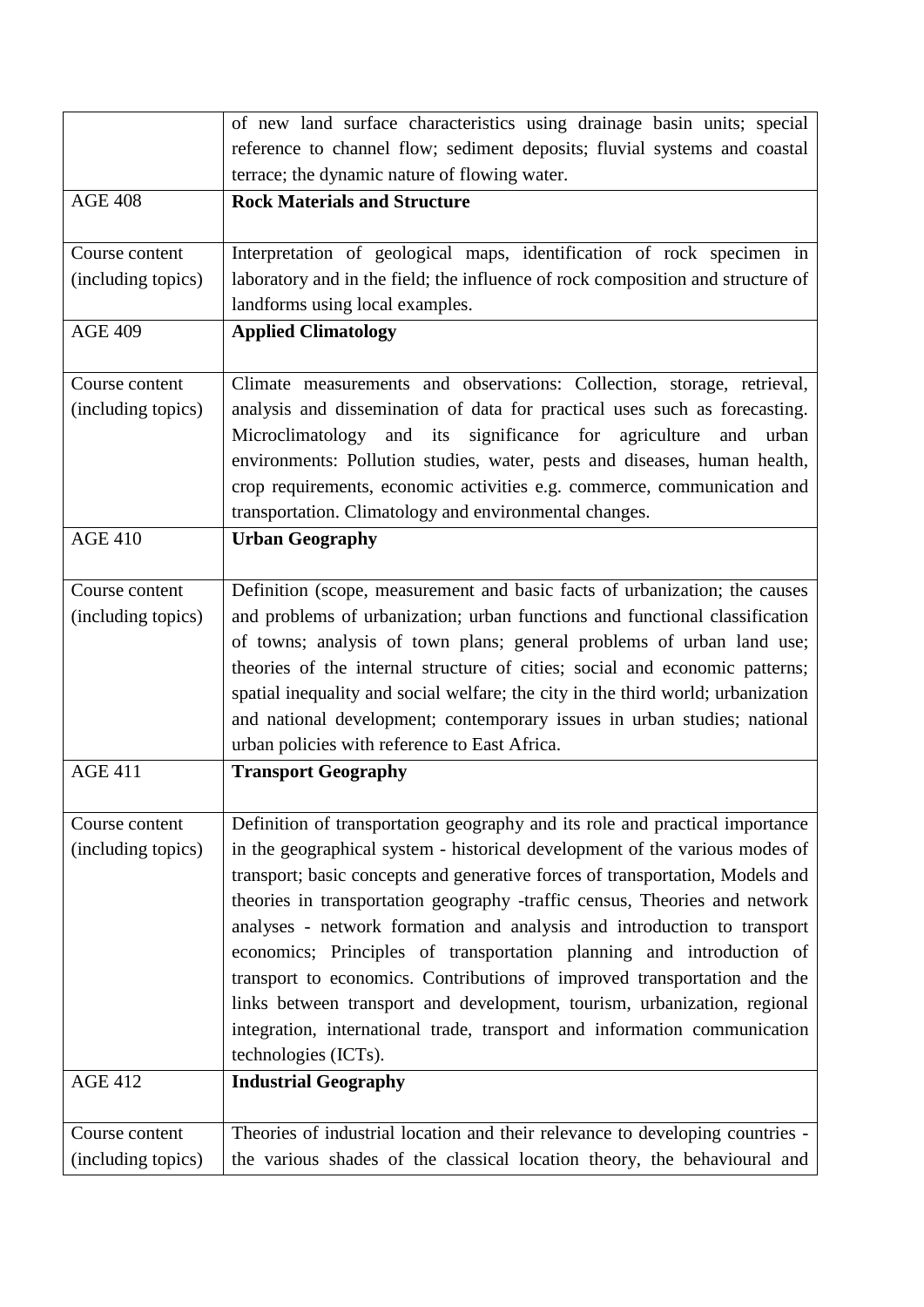| | |
|---|---|
| | of new land surface characteristics using drainage basin units; special reference to channel flow; sediment deposits; fluvial systems and coastal terrace; the dynamic nature of flowing water. |
| AGE 408 | **Rock Materials and Structure** |
| Course content (including topics) | Interpretation of geological maps, identification of rock specimen in laboratory and in the field; the influence of rock composition and structure of landforms using local examples. |
| AGE 409 | **Applied Climatology** |
| Course content (including topics) | Climate measurements and observations: Collection, storage, retrieval, analysis and dissemination of data for practical uses such as forecasting. Microclimatology and its significance for agriculture and urban environments: Pollution studies, water, pests and diseases, human health, crop requirements, economic activities e.g. commerce, communication and transportation. Climatology and environmental changes. |
| AGE 410 | **Urban Geography** |
| Course content (including topics) | Definition (scope, measurement and basic facts of urbanization; the causes and problems of urbanization; urban functions and functional classification of towns; analysis of town plans; general problems of urban land use; theories of the internal structure of cities; social and economic patterns; spatial inequality and social welfare; the city in the third world; urbanization and national development; contemporary issues in urban studies; national urban policies with reference to East Africa. |
| AGE 411 | **Transport Geography** |
| Course content (including topics) | Definition of transportation geography and its role and practical importance in the geographical system - historical development of the various modes of transport; basic concepts and generative forces of transportation, Models and theories in transportation geography -traffic census, Theories and network analyses - network formation and analysis and introduction to transport economics; Principles of transportation planning and introduction of transport to economics. Contributions of improved transportation and the links between transport and development, tourism, urbanization, regional integration, international trade, transport and information communication technologies (ICTs). |
| AGE 412 | **Industrial Geography** |
| Course content (including topics) | Theories of industrial location and their relevance to developing countries - the various shades of the classical location theory, the behavioural and |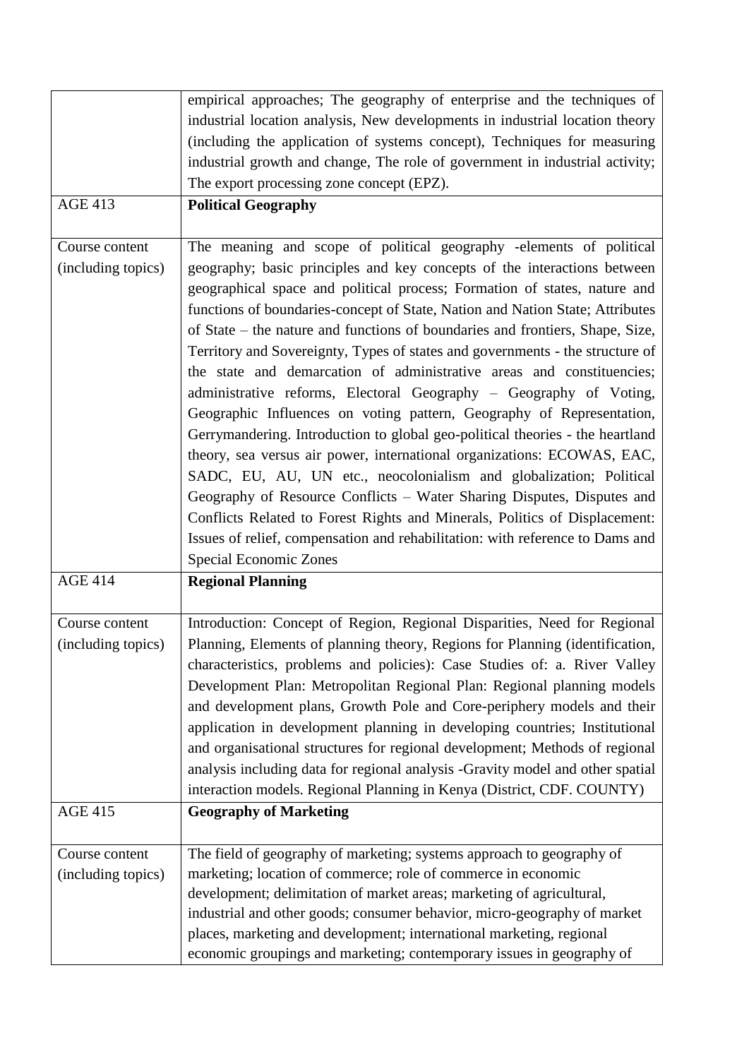| | |
|---|---|
| | empirical approaches; The geography of enterprise and the techniques of industrial location analysis, New developments in industrial location theory (including the application of systems concept), Techniques for measuring industrial growth and change, The role of government in industrial activity; The export processing zone concept (EPZ). |
| AGE 413 | **Political Geography** |
| Course content (including topics) | The meaning and scope of political geography -elements of political geography; basic principles and key concepts of the interactions between geographical space and political process; Formation of states, nature and functions of boundaries-concept of State, Nation and Nation State; Attributes of State – the nature and functions of boundaries and frontiers, Shape, Size, Territory and Sovereignty, Types of states and governments - the structure of the state and demarcation of administrative areas and constituencies; administrative reforms, Electoral Geography – Geography of Voting, Geographic Influences on voting pattern, Geography of Representation, Gerrymandering. Introduction to global geo-political theories - the heartland theory, sea versus air power, international organizations: ECOWAS, EAC, SADC, EU, AU, UN etc., neocolonialism and globalization; Political Geography of Resource Conflicts – Water Sharing Disputes, Disputes and Conflicts Related to Forest Rights and Minerals, Politics of Displacement: Issues of relief, compensation and rehabilitation: with reference to Dams and Special Economic Zones |
| AGE 414 | **Regional Planning** |
| Course content (including topics) | Introduction: Concept of Region, Regional Disparities, Need for Regional Planning, Elements of planning theory, Regions for Planning (identification, characteristics, problems and policies): Case Studies of: a. River Valley Development Plan: Metropolitan Regional Plan: Regional planning models and development plans, Growth Pole and Core-periphery models and their application in development planning in developing countries; Institutional and organisational structures for regional development; Methods of regional analysis including data for regional analysis -Gravity model and other spatial interaction models. Regional Planning in Kenya (District, CDF. COUNTY) |
| AGE 415 | **Geography of Marketing** |
| Course content (including topics) | The field of geography of marketing; systems approach to geography of marketing; location of commerce; role of commerce in economic development; delimitation of market areas; marketing of agricultural, industrial and other goods; consumer behavior, micro-geography of market places, marketing and development; international marketing, regional economic groupings and marketing; contemporary issues in geography of |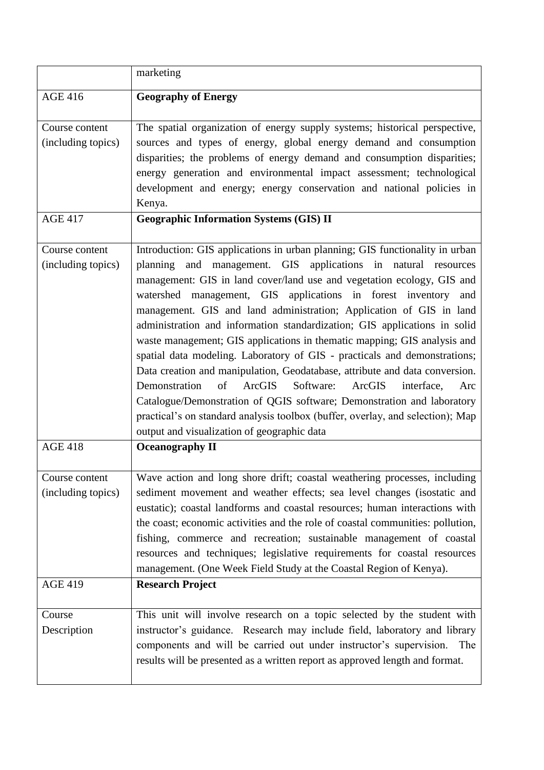| | |
|---|---|
| | marketing |
| AGE 416 | **Geography of Energy** |
| Course content (including topics) | The spatial organization of energy supply systems; historical perspective, sources and types of energy, global energy demand and consumption disparities; the problems of energy demand and consumption disparities; energy generation and environmental impact assessment; technological development and energy; energy conservation and national policies in Kenya. |
| AGE 417 | **Geographic Information Systems (GIS) II** |
| Course content (including topics) | Introduction: GIS applications in urban planning; GIS functionality in urban planning and management. GIS applications in natural resources management: GIS in land cover/land use and vegetation ecology, GIS and watershed management, GIS applications in forest inventory and management. GIS and land administration; Application of GIS in land administration and information standardization; GIS applications in solid waste management; GIS applications in thematic mapping; GIS analysis and spatial data modeling. Laboratory of GIS - practicals and demonstrations; Data creation and manipulation, Geodatabase, attribute and data conversion. Demonstration of ArcGIS Software: ArcGIS interface, Arc Catalogue/Demonstration of QGIS software; Demonstration and laboratory practical's on standard analysis toolbox (buffer, overlay, and selection); Map output and visualization of geographic data |
| AGE 418 | **Oceanography II** |
| Course content (including topics) | Wave action and long shore drift; coastal weathering processes, including sediment movement and weather effects; sea level changes (isostatic and eustatic); coastal landforms and coastal resources; human interactions with the coast; economic activities and the role of coastal communities: pollution, fishing, commerce and recreation; sustainable management of coastal resources and techniques; legislative requirements for coastal resources management. (One Week Field Study at the Coastal Region of Kenya). |
| AGE 419 | **Research Project** |
| Course Description | This unit will involve research on a topic selected by the student with instructor's guidance. Research may include field, laboratory and library components and will be carried out under instructor's supervision. The results will be presented as a written report as approved length and format. |